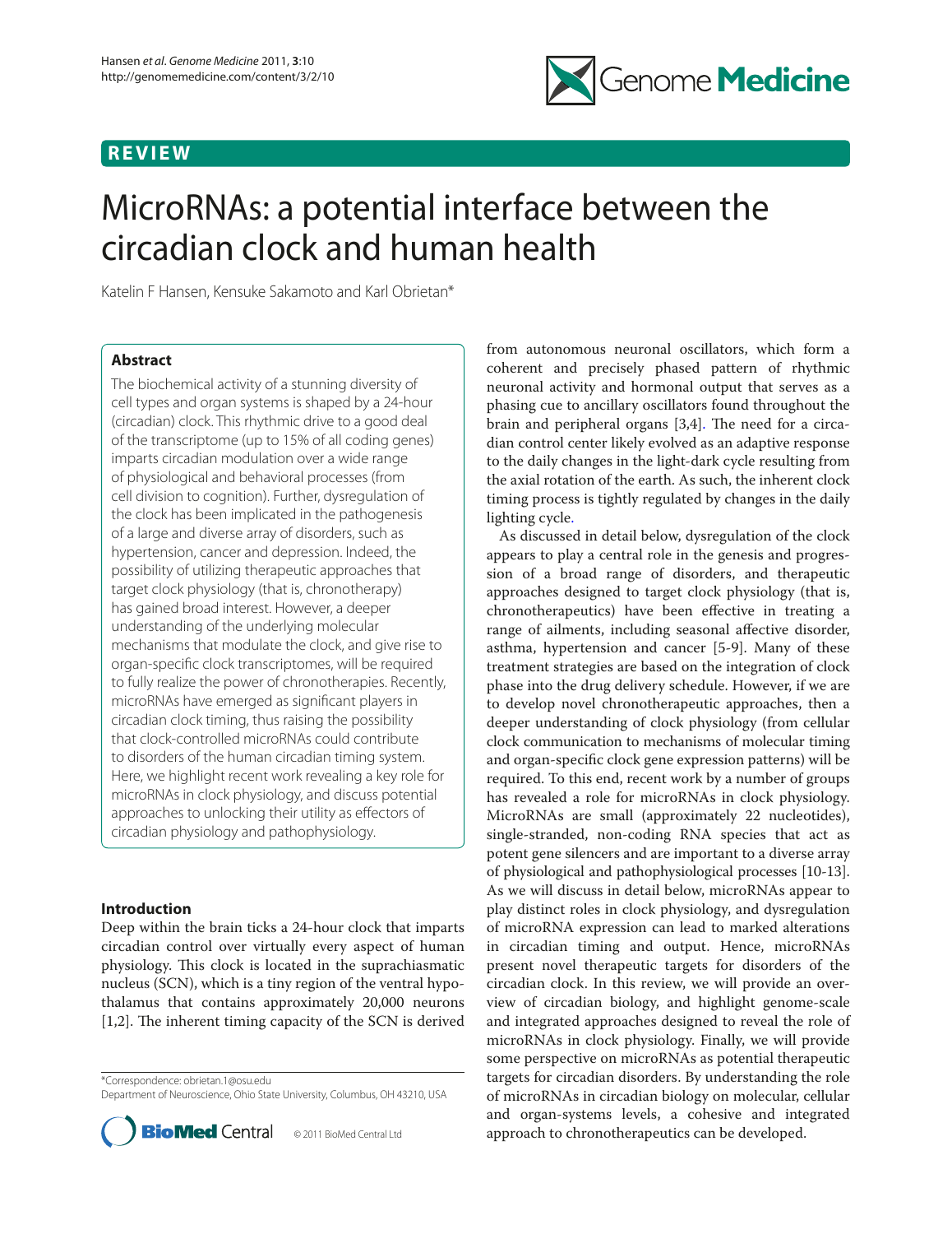REVIEW

# MicroRNAs: a potential interface between the circadian clock and human health

Katelin F Hansen, Kensuke Sakamoto and Karl Obrietan*

## Abstract

The biochemical activity of a stunning diversity of cell types and organ systems is shaped by a 24-hour (circadian) clock. This rhythmic drive to a good deal of the transcriptome (up to 15% of all coding genes) imparts circadian modulation over a wide range of physiological and behavioral processes (from cell division to cognition). Further, dysregulation of the clock has been implicated in the pathogenesis of a large and diverse array of disorders, such as hypertension, cancer and depression. Indeed, the possibility of utilizing therapeutic approaches that target clock physiology (that is, chronotherapy) has gained broad interest. However, a deeper understanding of the underlying molecular mechanisms that modulate the clock, and give rise to organ-specific clock transcriptomes, will be required to fully realize the power of chronotherapies. Recently, microRNAs have emerged as significant players in circadian clock timing, thus raising the possibility that clock-controlled microRNAs could contribute to disorders of the human circadian timing system. Here, we highlight recent work revealing a key role for microRNAs in clock physiology, and discuss potential approaches to unlocking their utility as effectors of circadian physiology and pathophysiology.

## Introduction

Deep within the brain ticks a 24-hour clock that imparts circadian control over virtually every aspect of human physiology. This clock is located in the suprachiasmatic nucleus (SCN), which is a tiny region of the ventral hypothalamus that contains approximately 20,000 neurons [1,2]. The inherent timing capacity of the SCN is derived from autonomous neuronal oscillators, which form a coherent and precisely phased pattern of rhythmic neuronal activity and hormonal output that serves as a phasing cue to ancillary oscillators found throughout the brain and peripheral organs [3,4]. The need for a circadian control center likely evolved as an adaptive response to the daily changes in the light-dark cycle resulting from the axial rotation of the earth. As such, the inherent clock timing process is tightly regulated by changes in the daily lighting cycle.

As discussed in detail below, dysregulation of the clock appears to play a central role in the genesis and progression of a broad range of disorders, and therapeutic approaches designed to target clock physiology (that is, chronotherapeutics) have been effective in treating a range of ailments, including seasonal affective disorder, asthma, hypertension and cancer [5-9]. Many of these treatment strategies are based on the integration of clock phase into the drug delivery schedule. However, if we are to develop novel chronotherapeutic approaches, then a deeper understanding of clock physiology (from cellular clock communication to mechanisms of molecular timing and organ-specific clock gene expression patterns) will be required. To this end, recent work by a number of groups has revealed a role for microRNAs in clock physiology. MicroRNAs are small (approximately 22 nucleotides), single-stranded, non-coding RNA species that act as potent gene silencers and are important to a diverse array of physiological and pathophysiological processes [10-13]. As we will discuss in detail below, microRNAs appear to play distinct roles in clock physiology, and dysregulation of microRNA expression can lead to marked alterations in circadian timing and output. Hence, microRNAs present novel therapeutic targets for disorders of the circadian clock. In this review, we will provide an overview of circadian biology, and highlight genome-scale and integrated approaches designed to reveal the role of microRNAs in clock physiology. Finally, we will provide some perspective on microRNAs as potential therapeutic targets for circadian disorders. By understanding the role of microRNAs in circadian biology on molecular, cellular and organ-systems levels, a cohesive and integrated approach to chronotherapeutics can be developed.

*Correspondence: obrietan.1@osu.edu
Department of Neuroscience, Ohio State University, Columbus, OH 43210, USA

© 2011 BioMed Central Ltd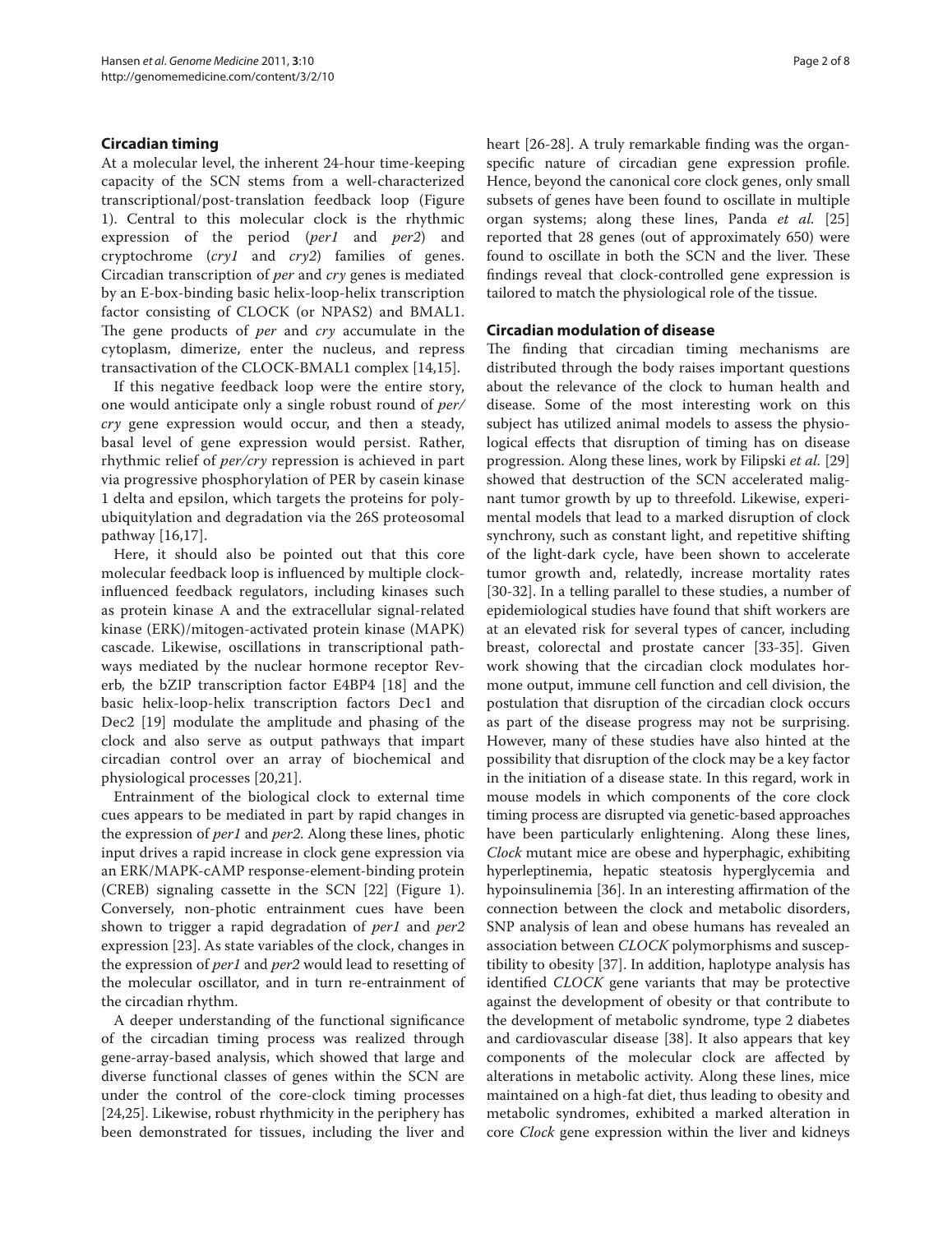## Circadian timing

At a molecular level, the inherent 24-hour time-keeping capacity of the SCN stems from a well-characterized transcriptional/post-translation feedback loop (Figure 1). Central to this molecular clock is the rhythmic expression of the period (*per1* and *per2*) and cryptochrome (*cry1* and *cry2*) families of genes. Circadian transcription of *per* and *cry* genes is mediated by an E-box-binding basic helix-loop-helix transcription factor consisting of CLOCK (or NPAS2) and BMAL1. The gene products of *per* and *cry* accumulate in the cytoplasm, dimerize, enter the nucleus, and repress transactivation of the CLOCK-BMAL1 complex [14,15].

If this negative feedback loop were the entire story, one would anticipate only a single robust round of *per/cry* gene expression would occur, and then a steady, basal level of gene expression would persist. Rather, rhythmic relief of *per/cry* repression is achieved in part via progressive phosphorylation of PER by casein kinase 1 delta and epsilon, which targets the proteins for polyubiquitylation and degradation via the 26S proteosomal pathway [16,17].

Here, it should also be pointed out that this core molecular feedback loop is influenced by multiple clock-influenced feedback regulators, including kinases such as protein kinase A and the extracellular signal-related kinase (ERK)/mitogen-activated protein kinase (MAPK) cascade. Likewise, oscillations in transcriptional pathways mediated by the nuclear hormone receptor Rev-erb*,* the bZIP transcription factor E4BP4 [18] and the basic helix-loop-helix transcription factors Dec1 and Dec2 [19] modulate the amplitude and phasing of the clock and also serve as output pathways that impart circadian control over an array of biochemical and physiological processes [20,21].

Entrainment of the biological clock to external time cues appears to be mediated in part by rapid changes in the expression of *per1* and *per2.* Along these lines, photic input drives a rapid increase in clock gene expression via an ERK/MAPK-cAMP response-element-binding protein (CREB) signaling cassette in the SCN [22] (Figure 1). Conversely, non-photic entrainment cues have been shown to trigger a rapid degradation of *per1* and *per2* expression [23]. As state variables of the clock, changes in the expression of *per1* and *per2* would lead to resetting of the molecular oscillator, and in turn re-entrainment of the circadian rhythm.

A deeper understanding of the functional significance of the circadian timing process was realized through gene-array-based analysis, which showed that large and diverse functional classes of genes within the SCN are under the control of the core-clock timing processes [24,25]. Likewise, robust rhythmicity in the periphery has been demonstrated for tissues, including the liver and heart [26-28]. A truly remarkable finding was the organ-specific nature of circadian gene expression profile. Hence, beyond the canonical core clock genes, only small subsets of genes have been found to oscillate in multiple organ systems; along these lines, Panda *et al.* [25] reported that 28 genes (out of approximately 650) were found to oscillate in both the SCN and the liver. These findings reveal that clock-controlled gene expression is tailored to match the physiological role of the tissue.

## Circadian modulation of disease

The finding that circadian timing mechanisms are distributed through the body raises important questions about the relevance of the clock to human health and disease. Some of the most interesting work on this subject has utilized animal models to assess the physiological effects that disruption of timing has on disease progression. Along these lines, work by Filipski *et al.* [29] showed that destruction of the SCN accelerated malignant tumor growth by up to threefold. Likewise, experimental models that lead to a marked disruption of clock synchrony, such as constant light, and repetitive shifting of the light-dark cycle, have been shown to accelerate tumor growth and, relatedly, increase mortality rates [30-32]. In a telling parallel to these studies, a number of epidemiological studies have found that shift workers are at an elevated risk for several types of cancer, including breast, colorectal and prostate cancer [33-35]. Given work showing that the circadian clock modulates hormone output, immune cell function and cell division, the postulation that disruption of the circadian clock occurs as part of the disease progress may not be surprising. However, many of these studies have also hinted at the possibility that disruption of the clock may be a key factor in the initiation of a disease state. In this regard, work in mouse models in which components of the core clock timing process are disrupted via genetic-based approaches have been particularly enlightening. Along these lines, *Clock* mutant mice are obese and hyperphagic, exhibiting hyperleptinemia, hepatic steatosis hyperglycemia and hypoinsulinemia [36]. In an interesting affirmation of the connection between the clock and metabolic disorders, SNP analysis of lean and obese humans has revealed an association between *CLOCK* polymorphisms and susceptibility to obesity [37]. In addition, haplotype analysis has identified *CLOCK* gene variants that may be protective against the development of obesity or that contribute to the development of metabolic syndrome, type 2 diabetes and cardiovascular disease [38]. It also appears that key components of the molecular clock are affected by alterations in metabolic activity. Along these lines, mice maintained on a high-fat diet, thus leading to obesity and metabolic syndromes, exhibited a marked alteration in core *Clock* gene expression within the liver and kidneys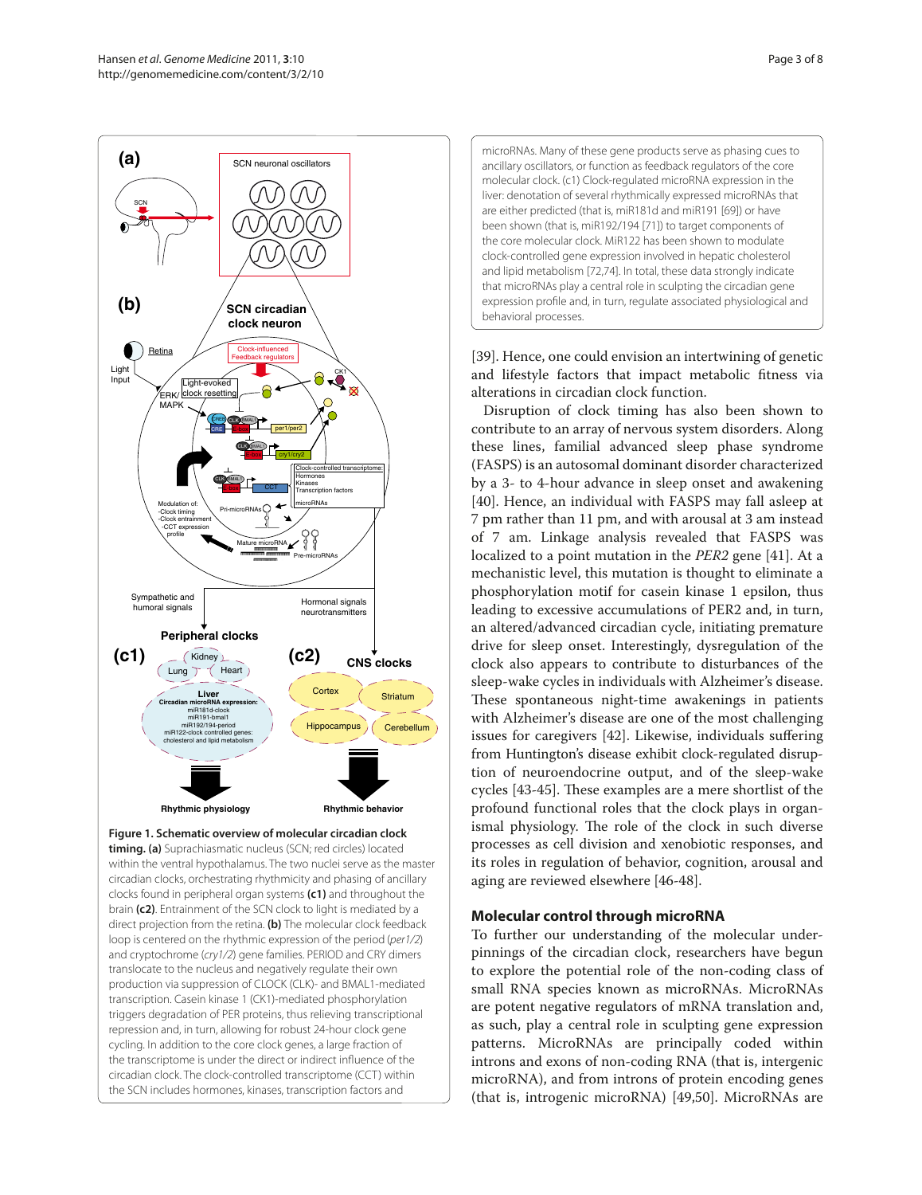**Figure 1. Schematic overview of molecular circadian clock timing. (a)** Suprachiasmatic nucleus (SCN; red circles) located within the ventral hypothalamus. The two nuclei serve as the master circadian clocks, orchestrating rhythmicity and phasing of ancillary clocks found in peripheral organ systems **(c1)** and throughout the brain **(c2)**. Entrainment of the SCN clock to light is mediated by a direct projection from the retina. **(b)** The molecular clock feedback loop is centered on the rhythmic expression of the period (*per1/2*) and cryptochrome (*cry1/2*) gene families. PERIOD and CRY dimers translocate to the nucleus and negatively regulate their own production via suppression of CLOCK (CLK)- and BMAL1-mediated transcription. Casein kinase 1 (CK1)-mediated phosphorylation triggers degradation of PER proteins, thus relieving transcriptional repression and, in turn, allowing for robust 24-hour clock gene cycling. In addition to the core clock genes, a large fraction of the transcriptome is under the direct or indirect influence of the circadian clock. The clock-controlled transcriptome (CCT) within the SCN includes hormones, kinases, transcription factors and microRNAs. Many of these gene products serve as phasing cues to ancillary oscillators, or function as feedback regulators of the core molecular clock. (c1) Clock-regulated microRNA expression in the liver: denotation of several rhythmically expressed microRNAs that are either predicted (that is, miR181d and miR191 [69]) or have been shown (that is, miR192/194 [71]) to target components of the core molecular clock. MiR122 has been shown to modulate clock-controlled gene expression involved in hepatic cholesterol and lipid metabolism [72,74]. In total, these data strongly indicate that microRNAs play a central role in sculpting the circadian gene expression profile and, in turn, regulate associated physiological and behavioral processes.

[39]. Hence, one could envision an intertwining of genetic and lifestyle factors that impact metabolic fitness via alterations in circadian clock function.

Disruption of clock timing has also been shown to contribute to an array of nervous system disorders. Along these lines, familial advanced sleep phase syndrome (FASPS) is an autosomal dominant disorder characterized by a 3- to 4-hour advance in sleep onset and awakening [40]. Hence, an individual with FASPS may fall asleep at 7 pm rather than 11 pm, and with arousal at 3 am instead of 7 am. Linkage analysis revealed that FASPS was localized to a point mutation in the *PER2* gene [41]. At a mechanistic level, this mutation is thought to eliminate a phosphorylation motif for casein kinase 1 epsilon, thus leading to excessive accumulations of PER2 and, in turn, an altered/advanced circadian cycle, initiating premature drive for sleep onset. Interestingly, dysregulation of the clock also appears to contribute to disturbances of the sleep-wake cycles in individuals with Alzheimer's disease. These spontaneous night-time awakenings in patients with Alzheimer's disease are one of the most challenging issues for caregivers [42]. Likewise, individuals suffering from Huntington's disease exhibit clock-regulated disruption of neuroendocrine output, and of the sleep-wake cycles [43-45]. These examples are a mere shortlist of the profound functional roles that the clock plays in organismal physiology. The role of the clock in such diverse processes as cell division and xenobiotic responses, and its roles in regulation of behavior, cognition, arousal and aging are reviewed elsewhere [46-48].

## Molecular control through microRNA

To further our understanding of the molecular underpinnings of the circadian clock, researchers have begun to explore the potential role of the non-coding class of small RNA species known as microRNAs. MicroRNAs are potent negative regulators of mRNA translation and, as such, play a central role in sculpting gene expression patterns. MicroRNAs are principally coded within introns and exons of non-coding RNA (that is, intergenic microRNA), and from introns of protein encoding genes (that is, introgenic microRNA) [49,50]. MicroRNAs are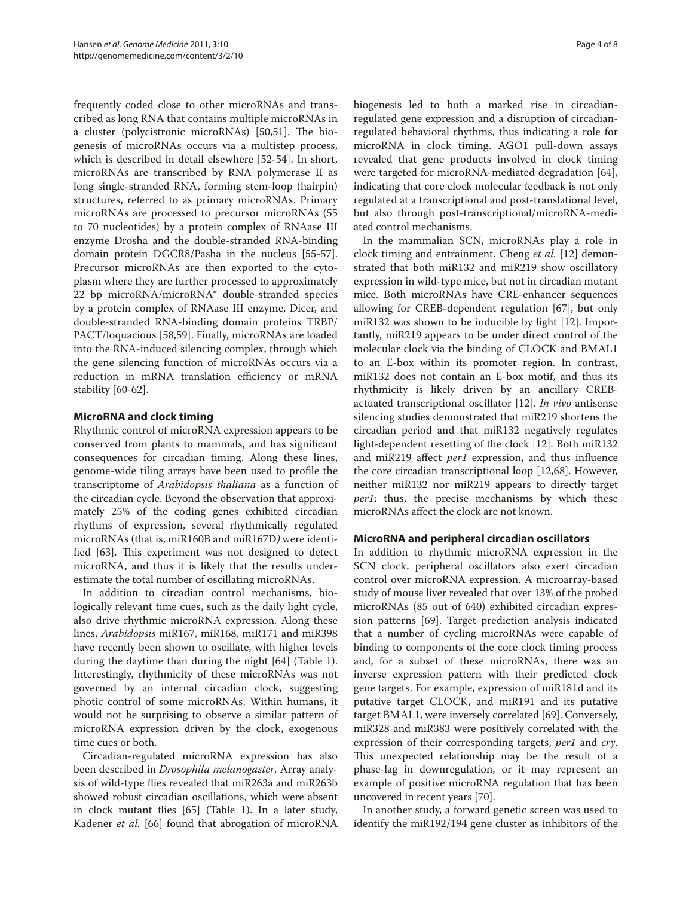frequently coded close to other microRNAs and transcribed as long RNA that contains multiple microRNAs in a cluster (polycistronic microRNAs) [50,51]. The biogenesis of microRNAs occurs via a multistep process, which is described in detail elsewhere [52-54]. In short, microRNAs are transcribed by RNA polymerase II as long single-stranded RNA, forming stem-loop (hairpin) structures, referred to as primary microRNAs. Primary microRNAs are processed to precursor microRNAs (55 to 70 nucleotides) by a protein complex of RNAase III enzyme Drosha and the double-stranded RNA-binding domain protein DGCR8/Pasha in the nucleus [55-57]. Precursor microRNAs are then exported to the cytoplasm where they are further processed to approximately 22 bp microRNA/microRNA* double-stranded species by a protein complex of RNAase III enzyme, Dicer, and double-stranded RNA-binding domain proteins TRBP/PACT/loquacious [58,59]. Finally, microRNAs are loaded into the RNA-induced silencing complex, through which the gene silencing function of microRNAs occurs via a reduction in mRNA translation efficiency or mRNA stability [60-62].

## MicroRNA and clock timing

Rhythmic control of microRNA expression appears to be conserved from plants to mammals, and has significant consequences for circadian timing. Along these lines, genome-wide tiling arrays have been used to profile the transcriptome of *Arabidopsis thaliana* as a function of the circadian cycle. Beyond the observation that approximately 25% of the coding genes exhibited circadian rhythms of expression, several rhythmically regulated microRNAs (that is, miR160B and miR167D) were identified [63]. This experiment was not designed to detect microRNA, and thus it is likely that the results underestimate the total number of oscillating microRNAs.

In addition to circadian control mechanisms, biologically relevant time cues, such as the daily light cycle, also drive rhythmic microRNA expression. Along these lines, *Arabidopsis* miR167, miR168, miR171 and miR398 have recently been shown to oscillate, with higher levels during the daytime than during the night [64] (Table 1). Interestingly, rhythmicity of these microRNAs was not governed by an internal circadian clock, suggesting photic control of some microRNAs. Within humans, it would not be surprising to observe a similar pattern of microRNA expression driven by the clock, exogenous time cues or both.

Circadian-regulated microRNA expression has also been described in *Drosophila melanogaster*. Array analysis of wild-type flies revealed that miR263a and miR263b showed robust circadian oscillations, which were absent in clock mutant flies [65] (Table 1). In a later study, Kadener *et al.* [66] found that abrogation of microRNA biogenesis led to both a marked rise in circadian-regulated gene expression and a disruption of circadian-regulated behavioral rhythms, thus indicating a role for microRNA in clock timing. AGO1 pull-down assays revealed that gene products involved in clock timing were targeted for microRNA-mediated degradation [64], indicating that core clock molecular feedback is not only regulated at a transcriptional and post-translational level, but also through post-transcriptional/microRNA-mediated control mechanisms.

In the mammalian SCN, microRNAs play a role in clock timing and entrainment. Cheng *et al.* [12] demonstrated that both miR132 and miR219 show oscillatory expression in wild-type mice, but not in circadian mutant mice. Both microRNAs have CRE-enhancer sequences allowing for CREB-dependent regulation [67], but only miR132 was shown to be inducible by light [12]. Importantly, miR219 appears to be under direct control of the molecular clock via the binding of CLOCK and BMAL1 to an E-box within its promoter region. In contrast, miR132 does not contain an E-box motif, and thus its rhythmicity is likely driven by an ancillary CREB-actuated transcriptional oscillator [12]. *In vivo* antisense silencing studies demonstrated that miR219 shortens the circadian period and that miR132 negatively regulates light-dependent resetting of the clock [12]. Both miR132 and miR219 affect *per1* expression, and thus influence the core circadian transcriptional loop [12,68]. However, neither miR132 nor miR219 appears to directly target *per1*; thus, the precise mechanisms by which these microRNAs affect the clock are not known.

## MicroRNA and peripheral circadian oscillators

In addition to rhythmic microRNA expression in the SCN clock, peripheral oscillators also exert circadian control over microRNA expression. A microarray-based study of mouse liver revealed that over 13% of the probed microRNAs (85 out of 640) exhibited circadian expression patterns [69]. Target prediction analysis indicated that a number of cycling microRNAs were capable of binding to components of the core clock timing process and, for a subset of these microRNAs, there was an inverse expression pattern with their predicted clock gene targets. For example, expression of miR181d and its putative target CLOCK, and miR191 and its putative target BMAL1, were inversely correlated [69]. Conversely, miR328 and miR383 were positively correlated with the expression of their corresponding targets, *per1* and *cry*. This unexpected relationship may be the result of a phase-lag in downregulation, or it may represent an example of positive microRNA regulation that has been uncovered in recent years [70].

In another study, a forward genetic screen was used to identify the miR192/194 gene cluster as inhibitors of the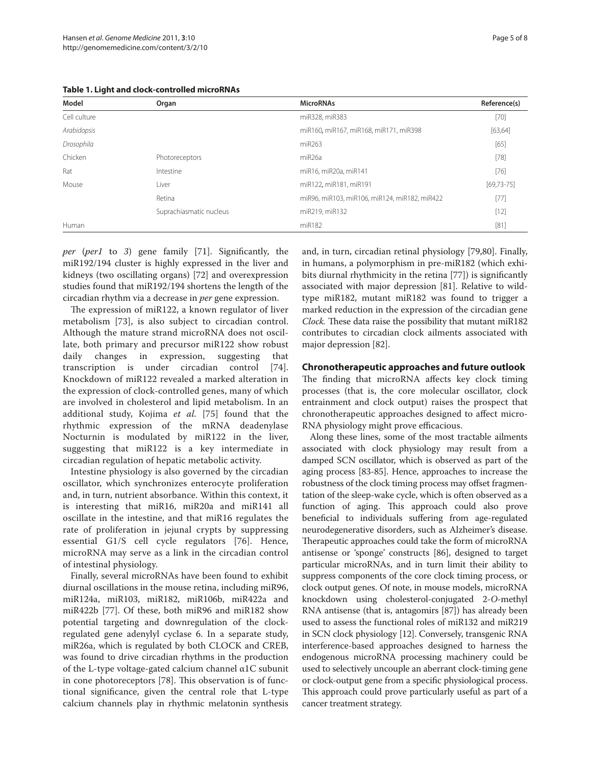**Table 1. Light and clock-controlled microRNAs**

| Model | Organ | MicroRNAs | Reference(s) |
|---|---|---|---|
| Cell culture | | miR328, miR383 | [70] |
| *Arabidopsis* | | miR160, miR167, miR168, miR171, miR398 | [63,64] |
| *Drosophila* | | miR263 | [65] |
| Chicken | Photoreceptors | miR26a | [78] |
| Rat | Intestine | miR16, miR20a, miR141 | [76] |
| Mouse | Liver | miR122, miR181, miR191 | [69,73-75] |
| | Retina | miR96, miR103, miR106, miR124, miR182, miR422 | [77] |
| | Suprachiasmatic nucleus | miR219, miR132 | [12] |
| Human | | miR182 | [81] |

*per* (*per1* to *3*) gene family [71]. Significantly, the miR192/194 cluster is highly expressed in the liver and kidneys (two oscillating organs) [72] and overexpression studies found that miR192/194 shortens the length of the circadian rhythm via a decrease in *per* gene expression.

The expression of miR122, a known regulator of liver metabolism [73], is also subject to circadian control. Although the mature strand microRNA does not oscillate, both primary and precursor miR122 show robust daily changes in expression, suggesting that transcription is under circadian control [74]. Knockdown of miR122 revealed a marked alteration in the expression of clock-controlled genes, many of which are involved in cholesterol and lipid metabolism. In an additional study, Kojima *et al.* [75] found that the rhythmic expression of the mRNA deadenylase Nocturnin is modulated by miR122 in the liver, suggesting that miR122 is a key intermediate in circadian regulation of hepatic metabolic activity.

Intestine physiology is also governed by the circadian oscillator, which synchronizes enterocyte proliferation and, in turn, nutrient absorbance. Within this context, it is interesting that miR16, miR20a and miR141 all oscillate in the intestine, and that miR16 regulates the rate of proliferation in jejunal crypts by suppressing essential G1/S cell cycle regulators [76]. Hence, microRNA may serve as a link in the circadian control of intestinal physiology.

Finally, several microRNAs have been found to exhibit diurnal oscillations in the mouse retina, including miR96, miR124a, miR103, miR182, miR106b, miR422a and miR422b [77]. Of these, both miR96 and miR182 show potential targeting and downregulation of the clock-regulated gene adenylyl cyclase 6. In a separate study, miR26a, which is regulated by both CLOCK and CREB, was found to drive circadian rhythms in the production of the L-type voltage-gated calcium channel α1C subunit in cone photoreceptors [78]. This observation is of functional significance, given the central role that L-type calcium channels play in rhythmic melatonin synthesis and, in turn, circadian retinal physiology [79,80]. Finally, in humans, a polymorphism in pre-miR182 (which exhibits diurnal rhythmicity in the retina [77]) is significantly associated with major depression [81]. Relative to wild-type miR182, mutant miR182 was found to trigger a marked reduction in the expression of the circadian gene *Clock*. These data raise the possibility that mutant miR182 contributes to circadian clock ailments associated with major depression [82].

## Chronotherapeutic approaches and future outlook

The finding that microRNA affects key clock timing processes (that is, the core molecular oscillator, clock entrainment and clock output) raises the prospect that chronotherapeutic approaches designed to affect microRNA physiology might prove efficacious.

Along these lines, some of the most tractable ailments associated with clock physiology may result from a damped SCN oscillator, which is observed as part of the aging process [83-85]. Hence, approaches to increase the robustness of the clock timing process may offset fragmentation of the sleep-wake cycle, which is often observed as a function of aging. This approach could also prove beneficial to individuals suffering from age-regulated neurodegenerative disorders, such as Alzheimer's disease. Therapeutic approaches could take the form of microRNA antisense or 'sponge' constructs [86], designed to target particular microRNAs, and in turn limit their ability to suppress components of the core clock timing process, or clock output genes. Of note, in mouse models, microRNA knockdown using cholesterol-conjugated 2-*O*-methyl RNA antisense (that is, antagomirs [87]) has already been used to assess the functional roles of miR132 and miR219 in SCN clock physiology [12]. Conversely, transgenic RNA interference-based approaches designed to harness the endogenous microRNA processing machinery could be used to selectively uncouple an aberrant clock-timing gene or clock-output gene from a specific physiological process. This approach could prove particularly useful as part of a cancer treatment strategy.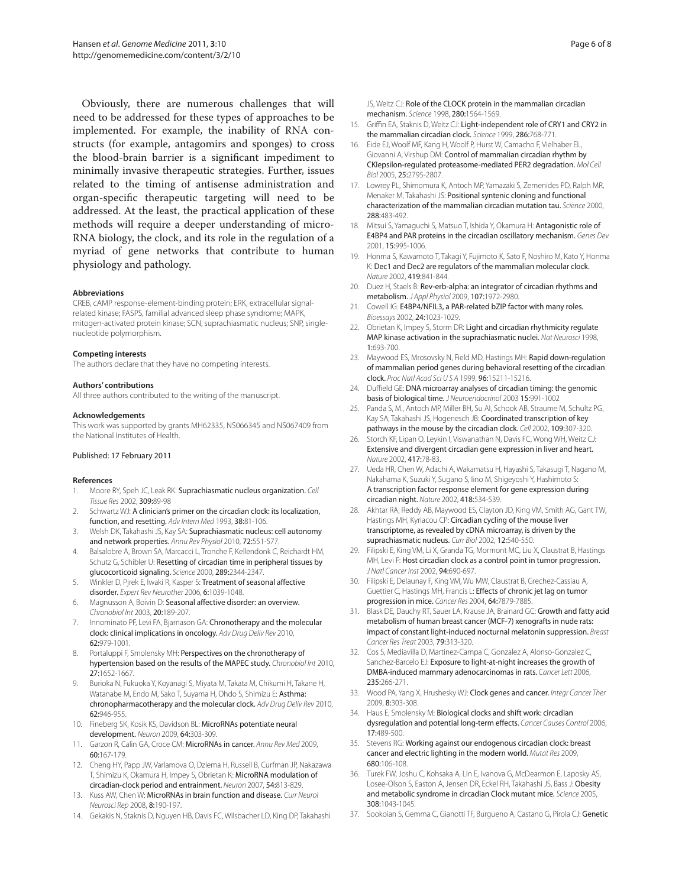Obviously, there are numerous challenges that will need to be addressed for these types of approaches to be implemented. For example, the inability of RNA constructs (for example, antagomirs and sponges) to cross the blood-brain barrier is a significant impediment to minimally invasive therapeutic strategies. Further, issues related to the timing of antisense administration and organ-specific therapeutic targeting will need to be addressed. At the least, the practical application of these methods will require a deeper understanding of microRNA biology, the clock, and its role in the regulation of a myriad of gene networks that contribute to human physiology and pathology.

#### Abbreviations

CREB, cAMP response-element-binding protein; ERK, extracellular signal-related kinase; FASPS, familial advanced sleep phase syndrome; MAPK, mitogen-activated protein kinase; SCN, suprachiasmatic nucleus; SNP, single-nucleotide polymorphism.

#### Competing interests

The authors declare that they have no competing interests.

#### Authors' contributions

All three authors contributed to the writing of the manuscript.

#### Acknowledgements

This work was supported by grants MH62335, NS066345 and NS067409 from the National Institutes of Health.

Published: 17 February 2011

#### References

1. Moore RY, Speh JC, Leak RK: Suprachiasmatic nucleus organization. *Cell Tissue Res* 2002, **309:**89-98
2. Schwartz WJ: A clinician's primer on the circadian clock: its localization, function, and resetting. *Adv Intern Med* 1993, **38:**81-106.
3. Welsh DK, Takahashi JS, Kay SA: Suprachiasmatic nucleus: cell autonomy and network properties. *Annu Rev Physiol* 2010, **72:**551-577.
4. Balsalobre A, Brown SA, Marcacci L, Tronche F, Kellendonk C, Reichardt HM, Schutz G, Schibler U: Resetting of circadian time in peripheral tissues by glucocorticoid signaling. *Science* 2000, **289:**2344-2347.
5. Winkler D, Pjrek E, Iwaki R, Kasper S: Treatment of seasonal affective disorder. *Expert Rev Neurother* 2006, **6:**1039-1048.
6. Magnusson A, Boivin D: Seasonal affective disorder: an overview. *Chronobiol Int* 2003, **20:**189-207.
7. Innominato PF, Levi FA, Bjarnason GA: Chronotherapy and the molecular clock: clinical implications in oncology. *Adv Drug Deliv Rev* 2010, **62:**979-1001.
8. Portaluppi F, Smolensky MH: Perspectives on the chronotherapy of hypertension based on the results of the MAPEC study. *Chronobiol Int* 2010, **27:**1652-1667.
9. Burioka N, Fukuoka Y, Koyanagi S, Miyata M, Takata M, Chikumi H, Takane H, Watanabe M, Endo M, Sako T, Suyama H, Ohdo S, Shimizu E: Asthma: chronopharmacotherapy and the molecular clock. *Adv Drug Deliv Rev* 2010, **62:**946-955.
10. Fineberg SK, Kosik KS, Davidson BL: MicroRNAs potentiate neural development. *Neuron* 2009, **64:**303-309.
11. Garzon R, Calin GA, Croce CM: MicroRNAs in cancer. *Annu Rev Med* 2009, **60:**167-179.
12. Cheng HY, Papp JW, Varlamova O, Dziema H, Russell B, Curfman JP, Nakazawa T, Shimizu K, Okamura H, Impey S, Obrietan K: MicroRNA modulation of circadian-clock period and entrainment. *Neuron* 2007, **54:**813-829.
13. Kuss AW, Chen W: MicroRNAs in brain function and disease. *Curr Neurol Neurosci Rep* 2008, **8:**190-197.
14. Gekakis N, Staknis D, Nguyen HB, Davis FC, Wilsbacher LD, King DP, Takahashi JS, Weitz CJ: Role of the CLOCK protein in the mammalian circadian mechanism. *Science* 1998, **280:**1564-1569.
15. Griffin EA, Staknis D, Weitz CJ: Light-independent role of CRY1 and CRY2 in the mammalian circadian clock. *Science* 1999, **286:**768-771.
16. Eide EJ, Woolf MF, Kang H, Woolf P, Hurst W, Camacho F, Vielhaber EL, Giovanni A, Virshup DM: Control of mammalian circadian rhythm by CKIepsilon-regulated proteasome-mediated PER2 degradation. *Mol Cell Biol* 2005, **25:**2795-2807.
17. Lowrey PL, Shimomura K, Antoch MP, Yamazaki S, Zemenides PD, Ralph MR, Menaker M, Takahashi JS: Positional syntenic cloning and functional characterization of the mammalian circadian mutation tau. *Science* 2000, **288:**483-492.
18. Mitsui S, Yamaguchi S, Matsuo T, Ishida Y, Okamura H: Antagonistic role of E4BP4 and PAR proteins in the circadian oscillatory mechanism. *Genes Dev* 2001, **15:**995-1006.
19. Honma S, Kawamoto T, Takagi Y, Fujimoto K, Sato F, Noshiro M, Kato Y, Honma K: Dec1 and Dec2 are regulators of the mammalian molecular clock. *Nature* 2002, **419:**841-844.
20. Duez H, Staels B: Rev-erb-alpha: an integrator of circadian rhythms and metabolism. *J Appl Physiol* 2009, **107:**1972-2980.
21. Cowell IG: E4BP4/NFIL3, a PAR-related bZIP factor with many roles. *Bioessays* 2002, **24:**1023-1029.
22. Obrietan K, Impey S, Storm DR: Light and circadian rhythmicity regulate MAP kinase activation in the suprachiasmatic nuclei. *Nat Neurosci* 1998, **1:**693-700.
23. Maywood ES, Mrosovsky N, Field MD, Hastings MH: Rapid down-regulation of mammalian period genes during behavioral resetting of the circadian clock. *Proc Natl Acad Sci U S A* 1999, **96:**15211-15216.
24. Duffield GE: DNA microarray analyses of circadian timing: the genomic basis of biological time. *J Neuroendocrinol* 2003 **15:**991-1002
25. Panda S, M., Antoch MP, Miller BH, Su AI, Schook AB, Straume M, Schultz PG, Kay SA, Takahashi JS, Hogenesch JB: Coordinated transcription of key pathways in the mouse by the circadian clock. *Cell* 2002, **109:**307-320.
26. Storch KF, Lipan O, Leykin I, Viswanathan N, Davis FC, Wong WH, Weitz CJ: Extensive and divergent circadian gene expression in liver and heart. *Nature* 2002, **417:**78-83.
27. Ueda HR, Chen W, Adachi A, Wakamatsu H, Hayashi S, Takasugi T, Nagano M, Nakahama K, Suzuki Y, Sugano S, Iino M, Shigeyoshi Y, Hashimoto S: A transcription factor response element for gene expression during circadian night. *Nature* 2002, **418:**534-539.
28. Akhtar RA, Reddy AB, Maywood ES, Clayton JD, King VM, Smith AG, Gant TW, Hastings MH, Kyriacou CP: Circadian cycling of the mouse liver transcriptome, as revealed by cDNA microarray, is driven by the suprachiasmatic nucleus. *Curr Biol* 2002, **12:**540-550.
29. Filipski E, King VM, Li X, Granda TG, Mormont MC, Liu X, Claustrat B, Hastings MH, Levi F: Host circadian clock as a control point in tumor progression. *J Natl Cancer Inst* 2002, **94:**690-697.
30. Filipski E, Delaunay F, King VM, Wu MW, Claustrat B, Grechez-Cassiau A, Guettier C, Hastings MH, Francis L: Effects of chronic jet lag on tumor progression in mice. *Cancer Res* 2004, **64:**7879-7885.
31. Blask DE, Dauchy RT, Sauer LA, Krause JA, Brainard GC: Growth and fatty acid metabolism of human breast cancer (MCF-7) xenografts in nude rats: impact of constant light-induced nocturnal melatonin suppression. *Breast Cancer Res Treat* 2003, **79:**313-320.
32. Cos S, Mediavilla D, Martinez-Campa C, Gonzalez A, Alonso-Gonzalez C, Sanchez-Barcelo EJ: Exposure to light-at-night increases the growth of DMBA-induced mammary adenocarcinomas in rats. *Cancer Lett* 2006, **235:**266-271.
33. Wood PA, Yang X, Hrushesky WJ: Clock genes and cancer. *Integr Cancer Ther* 2009, **8:**303-308.
34. Haus E, Smolensky M: Biological clocks and shift work: circadian dysregulation and potential long-term effects. *Cancer Causes Control* 2006, **17:**489-500.
35. Stevens RG: Working against our endogenous circadian clock: breast cancer and electric lighting in the modern world. *Mutat Res* 2009, **680:**106-108.
36. Turek FW, Joshu C, Kohsaka A, Lin E, Ivanova G, McDearmon E, Laposky AS, Losee-Olson S, Easton A, Jensen DR, Eckel RH, Takahashi JS, Bass J: Obesity and metabolic syndrome in circadian Clock mutant mice. *Science* 2005, **308:**1043-1045.
37. Sookoian S, Gemma C, Gianotti TF, Burgueno A, Castano G, Pirola CJ: Genetic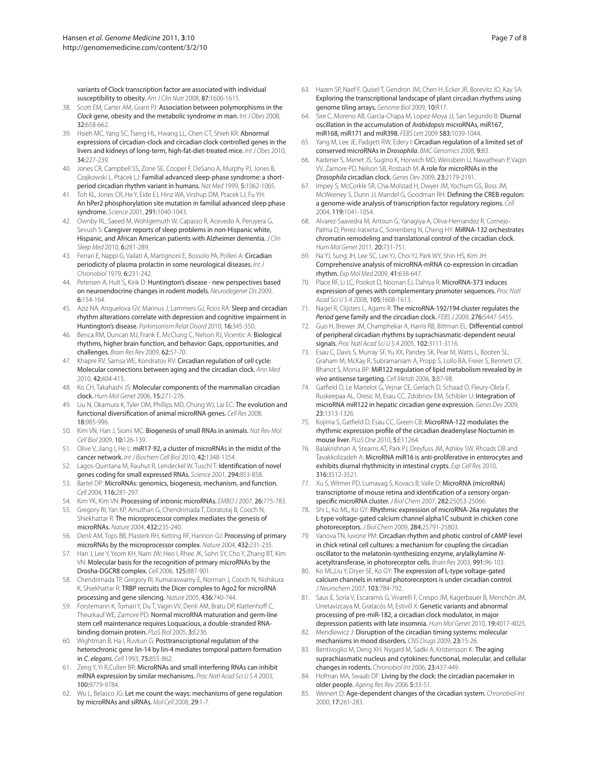variants of Clock transcription factor are associated with individual susceptibility to obesity. *Am J Clin Nutr* 2008, **87:**1606-1615.

38. Scott EM, Carter AM, Grant PJ: **Association between polymorphisms in the *Clock* gene, obesity and the metabolic syndrome in man.** *Int J Obes* 2008, **32:**658-662.
39. Hsieh MC, Yang SC, Tseng HL, Hwang LL, Chen CT, Shieh KR: **Abnormal expressions of circadian-clock and circadian clock-controlled genes in the livers and kidneys of long-term, high-fat-diet-treated mice.** *Int J Obes* 2010, **34:**227-239.
40. Jones CR, Campbell SS, Zone SE, Cooper F, DeSano A, Murphy PJ, Jones B, Czajkowski L, Ptacek LJ: **Familial advanced sleep-phase syndrome: a short-period circadian rhythm variant in humans.** *Nat Med* 1999, **5:**1062-1065.
41. Toh KL, Jones CR, He Y, Eide EJ, Hinz WA, Virshup DM, Ptacek LJ, Fu YH: **An hPer2 phosphorylation site mutation in familial advanced sleep phase syndrome.** *Science* 2001, **291:**1040-1043.
42. Ownby RL, Saeed M, Wohlgemuth W, Capasso R, Acevedo A, Peruyera G, Sevush S: **Caregiver reports of sleep problems in non-Hispanic white, Hispanic, and African American patients with Alzheimer dementia.** *J Clin Sleep Med* 2010, **6:**281-289.
43. Ferrari E, Nappi G, Vailati A, Martignoni E, Bossolo PA, Polleri A: **Circadian periodicity of plasma prolactin in some neurological diseases.** *Int J Chronobiol* 1979, **6:**231-242.
44. Petersen A, Hult S, Kirik D: **Huntington's disease - new perspectives based on neuroendocrine changes in rodent models.** *Neurodegener Dis* 2009, **6:**154-164.
45. Aziz NA, Anguelova GV, Marinus J, Lammers GJ, Roos RA: **Sleep and circadian rhythm alterations correlate with depression and cognitive impairment in Huntington's disease.** *Parkinsonism Relat Disord* 2010, **16:**345-350.
46. Benca RM, Duncan MJ, Frank E, McClung C, Nelson RJ, Vicentic A: **Biological rhythms, higher brain function, and behavior: Gaps, opportunities, and challenges.** *Brain Res Rev* 2009, **62:**57-70.
47. Khapre RV, Samsa WE, Kondratov RV: **Circadian regulation of cell cycle: Molecular connections between aging and the circadian clock.** *Ann Med* 2010, **42:**404-415.
48. Ko CH, Takahashi JS: **Molecular components of the mammalian circadian clock.** *Hum Mol Genet* 2006, **15:**271-276.
49. Liu N, Okamura K, Tyler DM, Phillips MD, Chung WJ, Lai EC: **The evolution and functional diversification of animal microRNA genes.** *Cell Res* 2008, **18:**985-996.
50. Kim VN, Han J, Siomi MC: **Biogenesis of small RNAs in animals.** *Nat Rev Mol Cell Biol* 2009, **10:**126-139.
51. Olive V, Jiang I, He L: **miR17-92, a cluster of microRNAs in the midst of the cancer network.** *Int J Biochem Cell Biol* 2010, **42:**1348-1354.
52. Lagos-Quintana M, Rauhut R, Lendeckel W, Tuschl T: **Identification of novel genes coding for small expressed RNAs.** *Science* 2001, **294:**853-858.
53. Bartel DP: **MicroRNAs: genomics, biogenesis, mechanism, and function.** *Cell* 2004, **116:**281-297.
54. Kim YK, Kim VN: **Processing of intronic microRNAs.** *EMBO J* 2007, **26:**775-783.
55. Gregory RI, Yan KP, Amuthan G, Chendrimada T, Doratotaj B, Cooch N, Shiekhattar R: **The microprocessor complex mediates the genesis of microRNAs.** *Nature* 2004, **432:**235-240.
56. Denli AM, Tops BB, Plasterk RH, Ketting RF, Hannon GJ: **Processing of primary microRNAs by the microprocessor complex.** *Nature* 2004, **432:**231-235.
57. Han J, Lee Y, Yeom KH, Nam JW, Heo I, Rhee JK, Sohn SY, Cho Y, Zhang BT, Kim VN: **Molecular basis for the recognition of primary microRNAs by the Drosha-DGCR8 complex.** *Cell* 2006, **125:**887-901.
58. Chendrimada TP, Gregory RI, Kumaraswamy E, Norman J, Cooch N, Nishikura K, Shiekhattar R: **TRBP recruits the Dicer complex to Ago2 for microRNA processing and gene silencing.** *Nature* 2005, **436:**740-744.
59. Forstemann K, Tomari Y, Du T, Vagin VV, Denli AM, Bratu DP, Klattenhoff C, Theurkauf WE, Zamore PD: **Normal microRNA maturation and germ-line stem cell maintenance requires Loquacious, a double-stranded RNA-binding domain protein.** *PLoS Biol* 2005, **3:**E236.
60. Wightman B, Ha I, Ruvkun G: **Posttranscriptional regulation of the heterochronic gene lin-14 by lin-4 mediates temporal pattern formation in *C. elegans*.** *Cell* 1993, **75:**855-862.
61. Zeng Y, Yi R,Cullen BR: **MicroRNAs and small interfering RNAs can inhibit mRNA expression by similar mechanisms.** *Proc Natl Acad Sci U S A* 2003, **100:**9779-9784.
62. Wu L, Belasco JG: **Let me count the ways: mechanisms of gene regulation by microRNAs and siRNAs.** *Mol Cell* 2008, **29:**1-7.
63. Hazen SP, Naef F, Quisel T, Gendron JM, Chen H, Ecker JR, Borevitz JO, Kay SA: **Exploring the transcriptional landscape of plant circadian rhythms using genome tiling arrays.** *Genome Biol* 2009, **10:**R17.
64. Sire C, Moreno AB, Garcia-Chapa M, Lopez-Moya JJ, San Segundo B: **Diurnal oscillation in the accumulation of *Arabidopsis* microRNAs, miR167, miR168, miR171 and miR398.** *FEBS Lett* 2009 **583:**1039-1044.
65. Yang M, Lee JE, Padgett RW, Edery I: **Circadian regulation of a limited set of conserved microRNAs in *Drosophila*.** *BMC Genomics* 2008, **9:**83.
66. Kadener S, Menet JS, Sugino K, Horwich MD, Weissbein U, Nawathean P, Vagin VV, Zamore PD, Nelson SB, Rosbash M: **A role for microRNAs in the *Drosophila* circadian clock.** *Genes Dev* 2009, **23:**2179-2191.
67. Impey S, McCorkle SR, Cha-Molstad H, Dwyer JM, Yochum GS, Boss JM, McWeeney S, Dunn JJ, Mandel G, Goodman RH: **Defining the CREB regulon: a genome-wide analysis of transcription factor regulatory regions.** *Cell* 2004, **119:**1041-1054.
68. Alvarez-Saavedra M, Antoun G, Yanagiya A, Oliva-Hernandez R, Cornejo-Palma D, Perez-Iratxeta C, Sonenberg N, Cheng HY: **MiRNA-132 orchestrates chromatin remodeling and translational control of the circadian clock.** *Hum Mol Genet* 2011, **20:**731-751.
69. Na YJ, Sung JH, Lee SC, Lee YJ, Choi YJ, Park WY, Shin HS, Kim JH: **Comprehensive analysis of microRNA-mRNA co-expression in circadian rhythm.** *Exp Mol Med* 2009, **41:**638-647.
70. Place RF, Li LC, Pookot D, Noonan EJ, Dahiya R: **MicroRNA-373 induces expression of genes with complementary promoter sequences.** *Proc Natl Acad Sci U S A* 2008, **105:**1608-1613.
71. Nagel R, Clijsters L, Agami R: **The microRNA-192/194 cluster regulates the *Period* gene family and the circadian clock.** *FEBS J* 2009, **276:**5447-5455.
72. Guo H, Brewer JM, Champhekar A, Harris RB, Bittman EL: **Differential control of peripheral circadian rhythms by suprachiasmatic-dependent neural signals.** *Proc Natl Acad Sci U S A* 2005, **102:**3111-3116.
73. Esau C, Davis S, Murray SF, Yu XX, Pandey SK, Pear M, Watts L, Booten SL, Graham M, McKay R, Subramaniam A, Propp S, Lollo BA, Freier S, Bennett CF, Bhanot S, Monia BP: **MiR122 regulation of lipid metabolism revealed by *in vivo* antisense targeting.** *Cell Metab* 2006, **3:**87-98.
74. Gatfield D, Le Martelot G, Vejnar CE, Gerlach D, Schaad O, Fleury-Olela F, Ruskeepaa AL, Oresic M, Esau CC, Zdobnov EM, Schibler U: **Integration of microRNA miR122 in hepatic circadian gene expression.** *Genes Dev* 2009, **23:**1313-1326.
75. Kojima S, Gatfield D, Esau CC, Green CB: **MicroRNA-122 modulates the rhythmic expression profile of the circadian deadenylase Nocturnin in mouse liver.** *PLoS One* 2010, **5:**E11264.
76. Balakrishnan A, Stearns AT, Park PJ, Dreyfuss JM, Ashley SW, Rhoads DB and Tavakkolizadeh A: **MicroRNA miR16 is anti-proliferative in enterocytes and exhibits diurnal rhythmicity in intestinal crypts.** *Exp Cell Res* 2010, **316:**3512-3521.
77. Xu S, Witmer PD, Lumayag S, Kovacs B, Valle D: **MicroRNA (microRNA) transcriptome of mouse retina and identification of a sensory organ-specific microRNA cluster.** *J Biol Chem* 2007, **282:**25053-25066.
78. Shi L, Ko ML, Ko GY: **Rhythmic expression of microRNA-26a regulates the L-type voltage-gated calcium channel alpha1C subunit in chicken cone photoreceptors.** *J Biol Chem* 2009, **284:**25791-25803.
79. Vanova TN, Iuvone PM: **Circadian rhythm and photic control of cAMP level in chick retinal cell cultures: a mechanism for coupling the circadian oscillator to the melatonin-synthesizing enzyme, arylalkylamine *N*-acetyltransferase, in photoreceptor cells.** *Brain Res* 2003, **991:**96-103.
80. Ko ML,Liu Y, Dryer SE, Ko GY: **The expression of L-type voltage-gated calcium channels in retinal photoreceptors is under circadian control.** *J Neurochem* 2007, **103:**784-792.
81. Saus E, Soria V, Escaramís G, Vivarelli F, Crespo JM, Kagerbauer B, Menchón JM, Urretavizcaya M, Gratacòs M, Estivill X: **Genetic variants and abnormal processing of pre-miR-182, a circadian clock modulator, in major depression patients with late insomnia.** *Hum Mol Genet* 2010, **19:**4017-4025.
82. Mendlewicz J: **Disruption of the circadian timing systems: molecular mechanisms in mood disorders.** *CNS Drugs* 2009, **23:**15-26.
83. Bentivoglio M, Deng XH, Nygard M, Sadki A, Kristensson K: **The aging suprachiasmatic nucleus and cytokines: functional, molecular, and cellular changes in rodents.** *Chronobiol Int* 2006, **23:**437-449.
84. Hofman MA, Swaab DF: **Living by the clock: the circadian pacemaker in older people.** *Ageing Res Rev* 2006 **5:**33-51.
85. Weinert D: **Age-dependent changes of the circadian system.** *Chronobiol Int* 2000, **17:**261-283.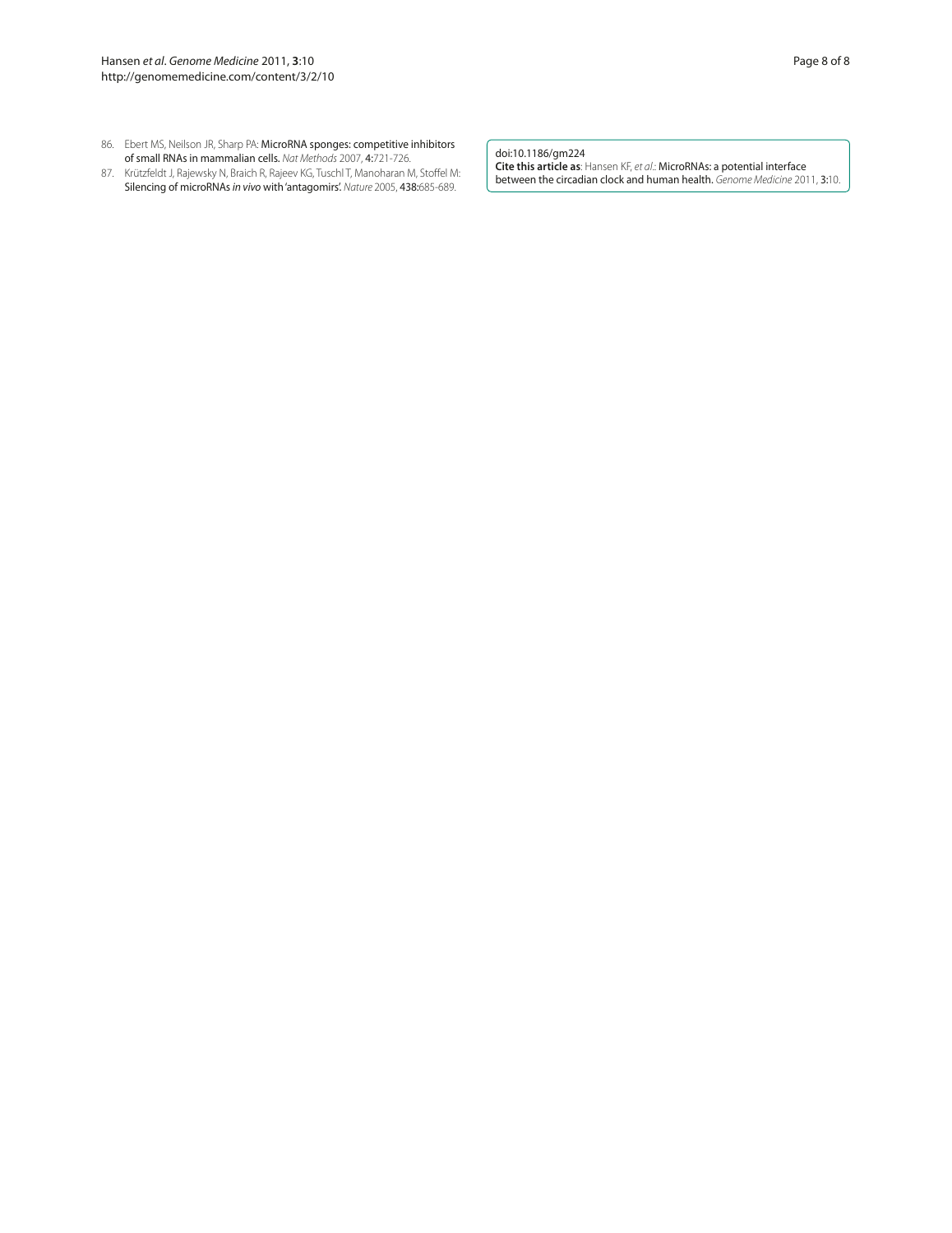86. Ebert MS, Neilson JR, Sharp PA: **MicroRNA sponges: competitive inhibitors of small RNAs in mammalian cells.** *Nat Methods* 2007, **4:**721-726.
87. Krützfeldt J, Rajewsky N, Braich R, Rajeev KG, Tuschl T, Manoharan M, Stoffel M: **Silencing of microRNAs *in vivo* with 'antagomirs'.** *Nature* 2005, **438:**685-689.

doi:10.1186/gm224
**Cite this article as**: Hansen KF, *et al.*: **MicroRNAs: a potential interface between the circadian clock and human health.** *Genome Medicine* 2011, **3:**10.